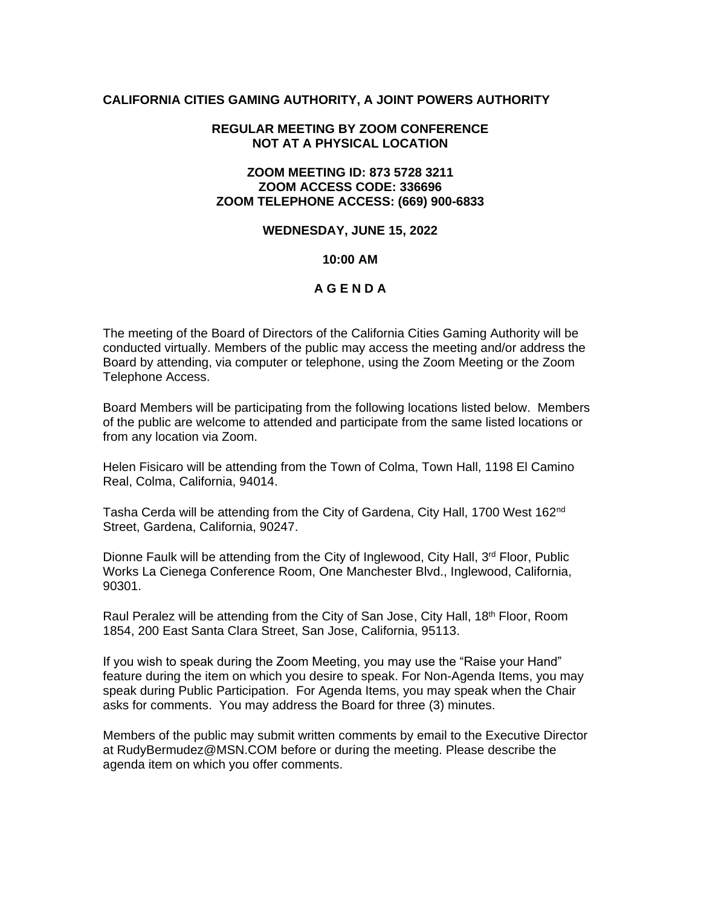**CALIFORNIA CITIES GAMING AUTHORITY, A JOINT POWERS AUTHORITY**

**REGULAR MEETING BY ZOOM CONFERENCE**
**NOT AT A PHYSICAL LOCATION**

**ZOOM MEETING ID: 873 5728 3211**
**ZOOM ACCESS CODE: 336696**
**ZOOM TELEPHONE ACCESS: (669) 900-6833**

**WEDNESDAY, JUNE 15, 2022**

**10:00 AM**

**A G E N D A**

The meeting of the Board of Directors of the California Cities Gaming Authority will be conducted virtually. Members of the public may access the meeting and/or address the Board by attending, via computer or telephone, using the Zoom Meeting or the Zoom Telephone Access.

Board Members will be participating from the following locations listed below. Members of the public are welcome to attended and participate from the same listed locations or from any location via Zoom.

Helen Fisicaro will be attending from the Town of Colma, Town Hall, 1198 El Camino Real, Colma, California, 94014.

Tasha Cerda will be attending from the City of Gardena, City Hall, 1700 West 162nd Street, Gardena, California, 90247.

Dionne Faulk will be attending from the City of Inglewood, City Hall, 3rd Floor, Public Works La Cienega Conference Room, One Manchester Blvd., Inglewood, California, 90301.

Raul Peralez will be attending from the City of San Jose, City Hall, 18th Floor, Room 1854, 200 East Santa Clara Street, San Jose, California, 95113.

If you wish to speak during the Zoom Meeting, you may use the "Raise your Hand" feature during the item on which you desire to speak. For Non-Agenda Items, you may speak during Public Participation. For Agenda Items, you may speak when the Chair asks for comments. You may address the Board for three (3) minutes.

Members of the public may submit written comments by email to the Executive Director at RudyBermudez@MSN.COM before or during the meeting. Please describe the agenda item on which you offer comments.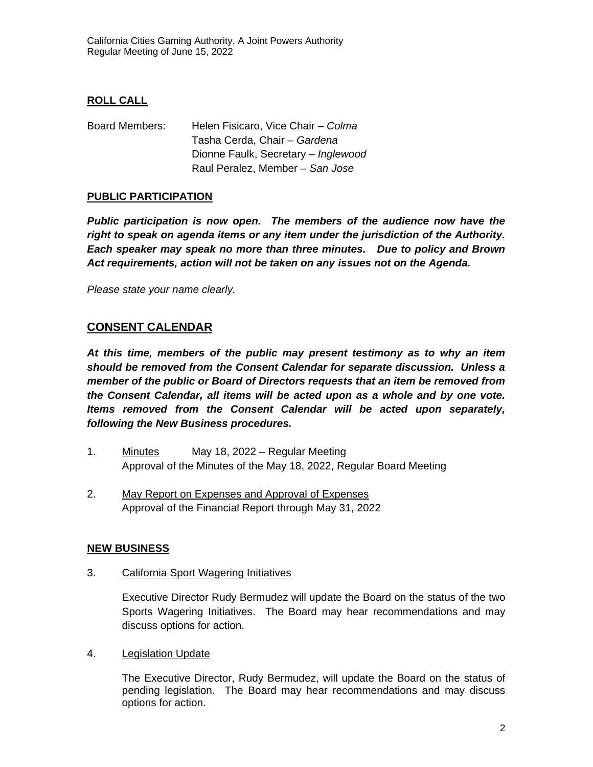## ROLL CALL

Board Members: Helen Fisicaro, Vice Chair – *Colma*
Tasha Cerda, Chair – *Gardena*
Dionne Faulk, Secretary – *Inglewood*
Raul Peralez, Member – *San Jose*

## PUBLIC PARTICIPATION

***Public participation is now open. The members of the audience now have the right to speak on agenda items or any item under the jurisdiction of the Authority. Each speaker may speak no more than three minutes. Due to policy and Brown Act requirements, action will not be taken on any issues not on the Agenda.***

*Please state your name clearly.*

## CONSENT CALENDAR

***At this time, members of the public may present testimony as to why an item should be removed from the Consent Calendar for separate discussion. Unless a member of the public or Board of Directors requests that an item be removed from the Consent Calendar, all items will be acted upon as a whole and by one vote. Items removed from the Consent Calendar will be acted upon separately, following the New Business procedures.***

1. Minutes May 18, 2022 – Regular Meeting
   Approval of the Minutes of the May 18, 2022, Regular Board Meeting

2. May Report on Expenses and Approval of Expenses
   Approval of the Financial Report through May 31, 2022

## NEW BUSINESS

3. California Sport Wagering Initiatives

   Executive Director Rudy Bermudez will update the Board on the status of the two Sports Wagering Initiatives. The Board may hear recommendations and may discuss options for action.

4. Legislation Update

   The Executive Director, Rudy Bermudez, will update the Board on the status of pending legislation. The Board may hear recommendations and may discuss options for action.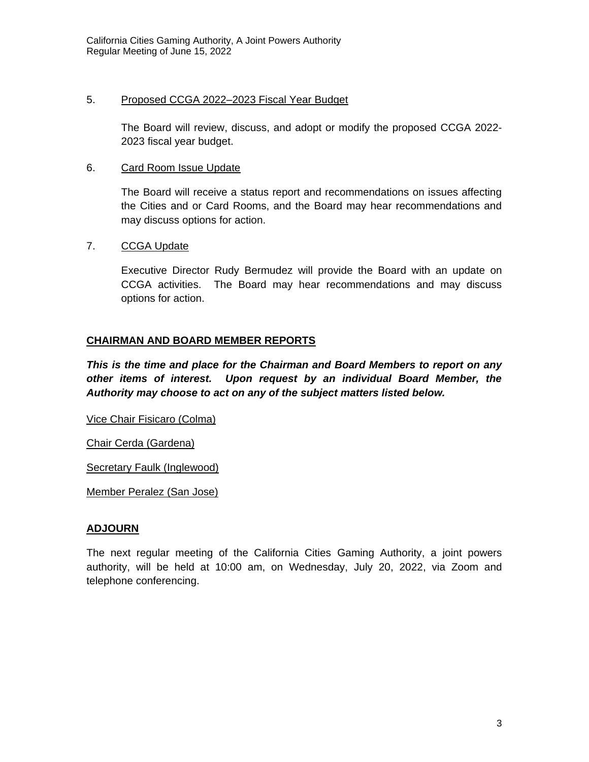5. Proposed CCGA 2022–2023 Fiscal Year Budget

   The Board will review, discuss, and adopt or modify the proposed CCGA 2022-2023 fiscal year budget.

6. Card Room Issue Update

   The Board will receive a status report and recommendations on issues affecting the Cities and or Card Rooms, and the Board may hear recommendations and may discuss options for action.

7. CCGA Update

   Executive Director Rudy Bermudez will provide the Board with an update on CCGA activities. The Board may hear recommendations and may discuss options for action.

## CHAIRMAN AND BOARD MEMBER REPORTS

***This is the time and place for the Chairman and Board Members to report on any other items of interest. Upon request by an individual Board Member, the Authority may choose to act on any of the subject matters listed below.***

Vice Chair Fisicaro (Colma)

Chair Cerda (Gardena)

Secretary Faulk (Inglewood)

Member Peralez (San Jose)

## ADJOURN

The next regular meeting of the California Cities Gaming Authority, a joint powers authority, will be held at 10:00 am, on Wednesday, July 20, 2022, via Zoom and telephone conferencing.